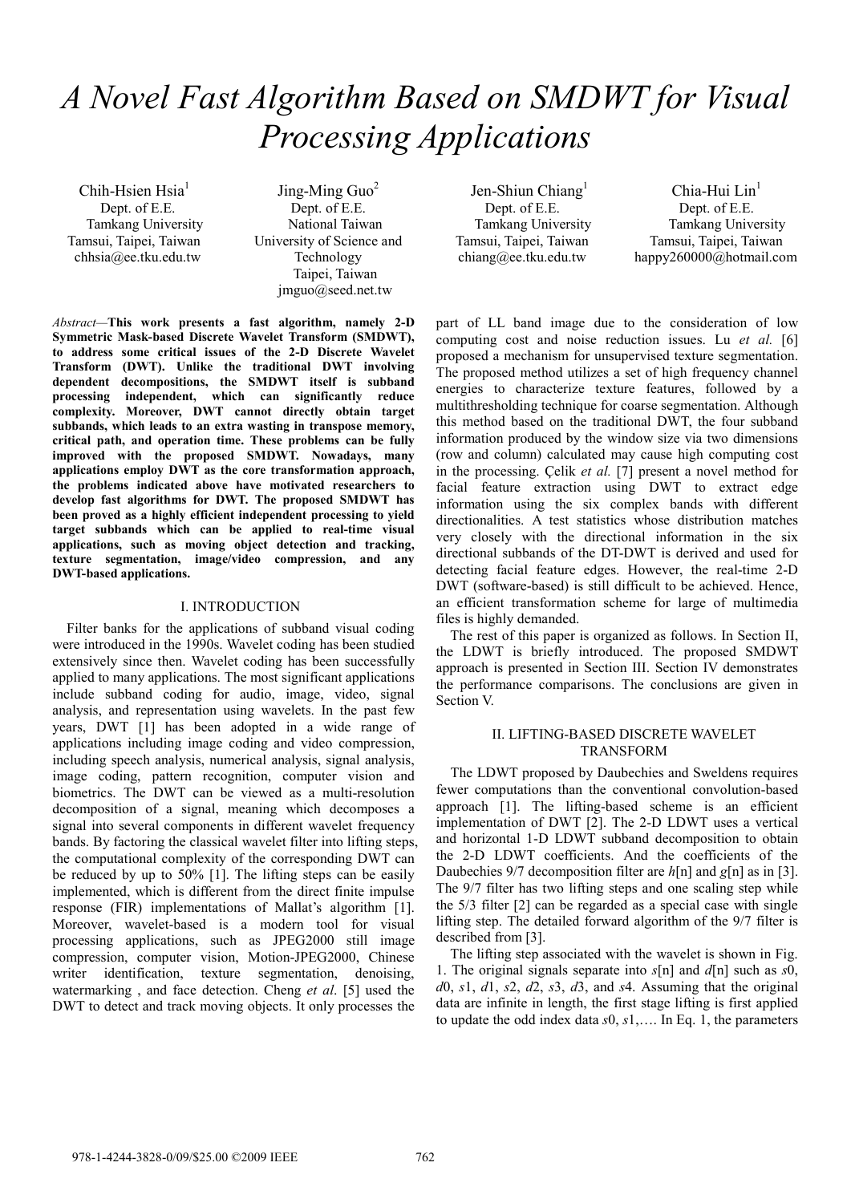# A Novel Fast Algorithm Based on SMDWT for Visual Processing Applications

Chih-Hsien Hsia[1]
Dept. of E.E.
Tamkang University
Tamsui, Taipei, Taiwan
chhsia@ee.tku.edu.tw

Jing-Ming Guo[2]
Dept. of E.E.
National Taiwan University of Science and Technology
Taipei, Taiwan
jmguo@seed.net.tw

Jen-Shiun Chiang[1]
Dept. of E.E.
Tamkang University
Tamsui, Taipei, Taiwan
chiang@ee.tku.edu.tw

Chia-Hui Lin[1]
Dept. of E.E.
Tamkang University
Tamsui, Taipei, Taiwan
happy260000@hotmail.com

*Abstract*—**This work presents a fast algorithm, namely 2-D Symmetric Mask-based Discrete Wavelet Transform (SMDWT), to address some critical issues of the 2-D Discrete Wavelet Transform (DWT). Unlike the traditional DWT involving dependent decompositions, the SMDWT itself is subband processing independent, which can significantly reduce complexity. Moreover, DWT cannot directly obtain target subbands, which leads to an extra wasting in transpose memory, critical path, and operation time. These problems can be fully improved with the proposed SMDWT. Nowadays, many applications employ DWT as the core transformation approach, the problems indicated above have motivated researchers to develop fast algorithms for DWT. The proposed SMDWT has been proved as a highly efficient independent processing to yield target subbands which can be applied to real-time visual applications, such as moving object detection and tracking, texture segmentation, image/video compression, and any DWT-based applications.**

## I. INTRODUCTION

Filter banks for the applications of subband visual coding were introduced in the 1990s. Wavelet coding has been studied extensively since then. Wavelet coding has been successfully applied to many applications. The most significant applications include subband coding for audio, image, video, signal analysis, and representation using wavelets. In the past few years, DWT [1] has been adopted in a wide range of applications including image coding and video compression, including speech analysis, numerical analysis, signal analysis, image coding, pattern recognition, computer vision and biometrics. The DWT can be viewed as a multi-resolution decomposition of a signal, meaning which decomposes a signal into several components in different wavelet frequency bands. By factoring the classical wavelet filter into lifting steps, the computational complexity of the corresponding DWT can be reduced by up to 50% [1]. The lifting steps can be easily implemented, which is different from the direct finite impulse response (FIR) implementations of Mallat's algorithm [1]. Moreover, wavelet-based is a modern tool for visual processing applications, such as JPEG2000 still image compression, computer vision, Motion-JPEG2000, Chinese writer identification, texture segmentation, denoising, watermarking , and face detection. Cheng *et al*. [5] used the DWT to detect and track moving objects. It only processes the part of LL band image due to the consideration of low computing cost and noise reduction issues. Lu *et al.* [6] proposed a mechanism for unsupervised texture segmentation. The proposed method utilizes a set of high frequency channel energies to characterize texture features, followed by a multithresholding technique for coarse segmentation. Although this method based on the traditional DWT, the four subband information produced by the window size via two dimensions (row and column) calculated may cause high computing cost in the processing. Çelik *et al.* [7] present a novel method for facial feature extraction using DWT to extract edge information using the six complex bands with different directionalities. A test statistics whose distribution matches very closely with the directional information in the six directional subbands of the DT-DWT is derived and used for detecting facial feature edges. However, the real-time 2-D DWT (software-based) is still difficult to be achieved. Hence, an efficient transformation scheme for large of multimedia files is highly demanded.

The rest of this paper is organized as follows. In Section II, the LDWT is briefly introduced. The proposed SMDWT approach is presented in Section III. Section IV demonstrates the performance comparisons. The conclusions are given in Section V.

## II. LIFTING-BASED DISCRETE WAVELET TRANSFORM

The LDWT proposed by Daubechies and Sweldens requires fewer computations than the conventional convolution-based approach [1]. The lifting-based scheme is an efficient implementation of DWT [2]. The 2-D LDWT uses a vertical and horizontal 1-D LDWT subband decomposition to obtain the 2-D LDWT coefficients. And the coefficients of the Daubechies 9/7 decomposition filter are $h[n]$ and $g[n]$ as in [3]. The 9/7 filter has two lifting steps and one scaling step while the 5/3 filter [2] can be regarded as a special case with single lifting step. The detailed forward algorithm of the 9/7 filter is described from [3].

The lifting step associated with the wavelet is shown in Fig. 1. The original signals separate into $s[n]$ and $d[n]$ such as $s0$, $d0$, $s1$, $d1$, $s2$, $d2$, $s3$, $d3$, and $s4$. Assuming that the original data are infinite in length, the first stage lifting is first applied to update the odd index data $s0$, $s1$,…. In Eq. 1, the parameters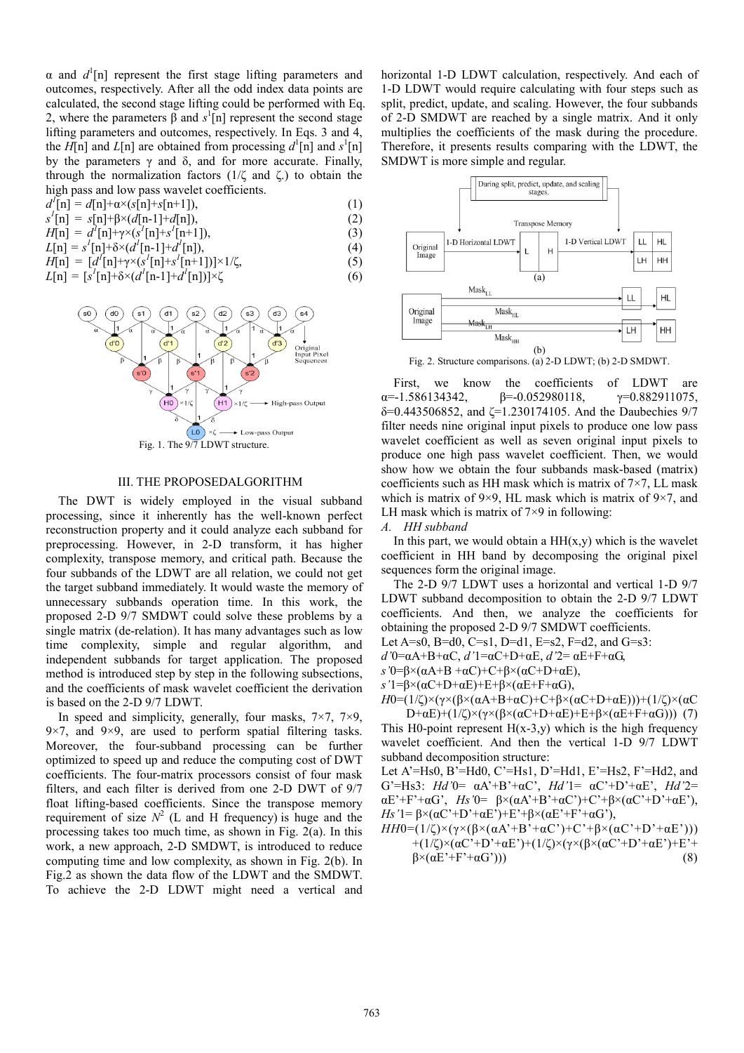α and $d^1[n]$ represent the first stage lifting parameters and outcomes, respectively. After all the odd index data points are calculated, the second stage lifting could be performed with Eq. 2, where the parameters β and $s^1[n]$ represent the second stage lifting parameters and outcomes, respectively. In Eqs. 3 and 4, the $H[n]$ and $L[n]$ are obtained from processing $d^1[n]$ and $s^1[n]$ by the parameters γ and δ, and for more accurate. Finally, through the normalization factors (1/ζ and ζ.) to obtain the high pass and low pass wavelet coefficients.

$$d^1[n] = d[n]+\alpha\times(s[n]+s[n+1]), \tag{1}$$

$$s^1[n] = s[n]+\beta\times(d[n-1]+d[n]), \tag{2}$$

$$H[n] = d^1[n]+\gamma\times(s^1[n]+s^1[n+1]), \tag{3}$$

$$L[n] = s^1[n]+\delta\times(d^1[n-1]+d^1[n]), \tag{4}$$

$$H[n] = [d^1[n]+\gamma\times(s^1[n]+s^1[n+1])]\times 1/\zeta, \tag{5}$$

$$L[n] = [s^1[n]+\delta\times(d^1[n-1]+d^1[n])]\times\zeta \tag{6}$$

Fig. 1. The 9/7 LDWT structure.

## III. THE PROPOSEDALGORITHM

The DWT is widely employed in the visual subband processing, since it inherently has the well-known perfect reconstruction property and it could analyze each subband for preprocessing. However, in 2-D transform, it has higher complexity, transpose memory, and critical path. Because the four subbands of the LDWT are all relation, we could not get the target subband immediately. It would waste the memory of unnecessary subbands operation time. In this work, the proposed 2-D 9/7 SMDWT could solve these problems by a single matrix (de-relation). It has many advantages such as low time complexity, simple and regular algorithm, and independent subbands for target application. The proposed method is introduced step by step in the following subsections, and the coefficients of mask wavelet coefficient the derivation is based on the 2-D 9/7 LDWT.

In speed and simplicity, generally, four masks, 7×7, 7×9, 9×7, and 9×9, are used to perform spatial filtering tasks. Moreover, the four-subband processing can be further optimized to speed up and reduce the computing cost of DWT coefficients. The four-matrix processors consist of four mask filters, and each filter is derived from one 2-D DWT of 9/7 float lifting-based coefficients. Since the transpose memory requirement of size $N^2$ (L and H frequency) is huge and the processing takes too much time, as shown in Fig. 2(a). In this work, a new approach, 2-D SMDWT, is introduced to reduce computing time and low complexity, as shown in Fig. 2(b). In Fig.2 as shown the data flow of the LDWT and the SMDWT. To achieve the 2-D LDWT might need a vertical and horizontal 1-D LDWT calculation, respectively. And each of 1-D LDWT would require calculating with four steps such as split, predict, update, and scaling. However, the four subbands of 2-D SMDWT are reached by a single matrix. And it only multiplies the coefficients of the mask during the procedure. Therefore, it presents results comparing with the LDWT, the SMDWT is more simple and regular.

Fig. 2. Structure comparisons. (a) 2-D LDWT; (b) 2-D SMDWT.

First, we know the coefficients of LDWT are α=-1.586134342, β=-0.052980118, γ=0.882911075, δ=0.443506852, and ζ=1.230174105. And the Daubechies 9/7 filter needs nine original input pixels to produce one low pass wavelet coefficient as well as seven original input pixels to produce one high pass wavelet coefficient. Then, we would show how we obtain the four subbands mask-based (matrix) coefficients such as HH mask which is matrix of 7×7, LL mask which is matrix of 9×9, HL mask which is matrix of 9×7, and LH mask which is matrix of 7×9 in following:

### *A. HH subband*

In this part, we would obtain a HH(x,y) which is the wavelet coefficient in HH band by decomposing the original pixel sequences form the original image.

The 2-D 9/7 LDWT uses a horizontal and vertical 1-D 9/7 LDWT subband decomposition to obtain the 2-D 9/7 LDWT coefficients. And then, we analyze the coefficients for obtaining the proposed 2-D 9/7 SMDWT coefficients.

Let A=s0, B=d0, C=s1, D=d1, E=s2, F=d2, and G=s3:

$d'0=\alpha A+B+\alpha C$, $d'1=\alpha C+D+\alpha E$, $d'2=\alpha E+F+\alpha G$,

$s'0=\beta\times(\alpha A+B+\alpha C)+C+\beta\times(\alpha C+D+\alpha E)$,

$s'1=\beta\times(\alpha C+D+\alpha E)+E+\beta\times(\alpha E+F+\alpha G)$,

$$H0=(1/\zeta)\times(\gamma\times(\beta\times(\alpha A+B+\alpha C)+C+\beta\times(\alpha C+D+\alpha E)))+(1/\zeta)\times(\alpha C+D+\alpha E)+(1/\zeta)\times(\gamma\times(\beta\times(\alpha C+D+\alpha E)+E+\beta\times(\alpha E+F+\alpha G))) \tag{7}$$

This H0-point represent H(x-3,y) which is the high frequency wavelet coefficient. And then the vertical 1-D 9/7 LDWT subband decomposition structure:

Let A'=Hs0, B'=Hd0, C'=Hs1, D'=Hd1, E'=Hs2, F'=Hd2, and G'=Hs3: $Hd'0=\alpha A'+B'+\alpha C'$, $Hd'1=\alpha C'+D'+\alpha E'$, $Hd'2=\alpha E'+F'+\alpha G'$, $Hs'0=\beta\times(\alpha A'+B'+\alpha C')+C'+\beta\times(\alpha C'+D'+\alpha E')$, $Hs'1=\beta\times(\alpha C'+D'+\alpha E')+E'+\beta\times(\alpha E'+F'+\alpha G')$,

$$HH0=(1/\zeta)\times(\gamma\times(\beta\times(\alpha A'+B'+\alpha C')+C'+\beta\times(\alpha C'+D'+\alpha E')))+(1/\zeta)\times(\alpha C'+D'+\alpha E')+(1/\zeta)\times(\gamma\times(\beta\times(\alpha C'+D'+\alpha E')+E'+\beta\times(\alpha E'+F'+\alpha G'))) \tag{8}$$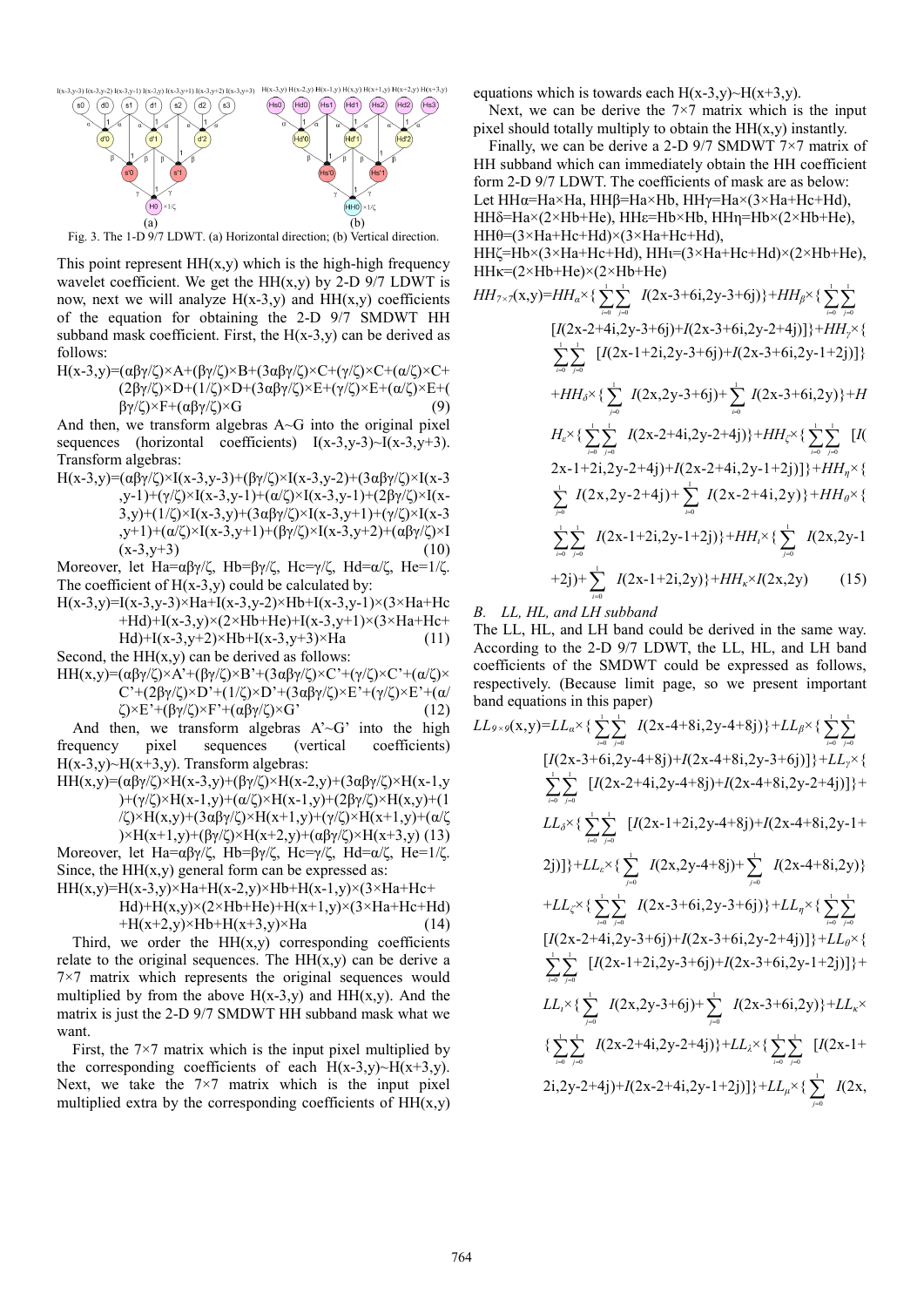Fig. 3. The 1-D 9/7 LDWT. (a) Horizontal direction; (b) Vertical direction.

This point represent HH(x,y) which is the high-high frequency wavelet coefficient. We get the HH(x,y) by 2-D 9/7 LDWT is now, next we will analyze H(x-3,y) and HH(x,y) coefficients of the equation for obtaining the 2-D 9/7 SMDWT HH subband mask coefficient. First, the H(x-3,y) can be derived as follows:

$$H(x-3,y)=(\alpha\beta\gamma/\zeta)\times A+(\beta\gamma/\zeta)\times B+(3\alpha\beta\gamma/\zeta)\times C+(\gamma/\zeta)\times C+(\alpha/\zeta)\times C+(2\beta\gamma/\zeta)\times D+(1/\zeta)\times D+(3\alpha\beta\gamma/\zeta)\times E+(\gamma/\zeta)\times E+(\alpha/\zeta)\times E+(\beta\gamma/\zeta)\times F+(\alpha\beta\gamma/\zeta)\times G \quad (9)$$

And then, we transform algebras A~G into the original pixel sequences (horizontal coefficients) I(x-3,y-3)~I(x-3,y+3). Transform algebras:

$$H(x-3,y)=(\alpha\beta\gamma/\zeta)\times I(x-3,y-3)+(\beta\gamma/\zeta)\times I(x-3,y-2)+(3\alpha\beta\gamma/\zeta)\times I(x-3,y-1)+(\gamma/\zeta)\times I(x-3,y-1)+(\alpha/\zeta)\times I(x-3,y-1)+(2\beta\gamma/\zeta)\times I(x-3,y)+(1/\zeta)\times I(x-3,y)+(3\alpha\beta\gamma/\zeta)\times I(x-3,y+1)+(\gamma/\zeta)\times I(x-3,y+1)+(\alpha/\zeta)\times I(x-3,y+1)+(\beta\gamma/\zeta)\times I(x-3,y+2)+(\alpha\beta\gamma/\zeta)\times I(x-3,y+3) \quad (10)$$

Moreover, let Ha=αβγ/ζ, Hb=βγ/ζ, Hc=γ/ζ, Hd=α/ζ, He=1/ζ. The coefficient of H(x-3,y) could be calculated by:

$$H(x-3,y)=I(x-3,y-3)\times Ha+I(x-3,y-2)\times Hb+I(x-3,y-1)\times(3\times Ha+Hc+Hd)+I(x-3,y)\times(2\times Hb+He)+I(x-3,y+1)\times(3\times Ha+Hc+Hd)+I(x-3,y+2)\times Hb+I(x-3,y+3)\times Ha \quad (11)$$

Second, the HH(x,y) can be derived as follows:

$$HH(x,y)=(\alpha\beta\gamma/\zeta)\times A'+(\beta\gamma/\zeta)\times B'+(3\alpha\beta\gamma/\zeta)\times C'+(\gamma/\zeta)\times C'+(\alpha/\zeta)\times C'+(2\beta\gamma/\zeta)\times D'+(1/\zeta)\times D'+(3\alpha\beta\gamma/\zeta)\times E'+(\gamma/\zeta)\times E'+(\alpha/\zeta)\times E'+(\beta\gamma/\zeta)\times F'+(\alpha\beta\gamma/\zeta)\times G' \quad (12)$$

And then, we transform algebras A'~G' into the high frequency pixel sequences (vertical coefficients) H(x-3,y)~H(x+3,y). Transform algebras:

$$HH(x,y)=(\alpha\beta\gamma/\zeta)\times H(x-3,y)+(\beta\gamma/\zeta)\times H(x-2,y)+(3\alpha\beta\gamma/\zeta)\times H(x-1,y)+(\gamma/\zeta)\times H(x-1,y)+(\alpha/\zeta)\times H(x-1,y)+(2\beta\gamma/\zeta)\times H(x,y)+(1/\zeta)\times H(x,y)+(3\alpha\beta\gamma/\zeta)\times H(x+1,y)+(\gamma/\zeta)\times H(x+1,y)+(\alpha/\zeta)\times H(x+1,y)+(\beta\gamma/\zeta)\times H(x+2,y)+(\alpha\beta\gamma/\zeta)\times H(x+3,y) \quad (13)$$

Moreover, let Ha=αβγ/ζ, Hb=βγ/ζ, Hc=γ/ζ, Hd=α/ζ, He=1/ζ. Since, the HH(x,y) general form can be expressed as:

$$HH(x,y)=H(x-3,y)\times Ha+H(x-2,y)\times Hb+H(x-1,y)\times(3\times Ha+Hc+Hd)+H(x,y)\times(2\times Hb+He)+H(x+1,y)\times(3\times Ha+Hc+Hd)+H(x+2,y)\times Hb+H(x+3,y)\times Ha \quad (14)$$

Third, we order the HH(x,y) corresponding coefficients relate to the original sequences. The HH(x,y) can be derive a 7×7 matrix which represents the original sequences would multiplied by from the above H(x-3,y) and HH(x,y). And the matrix is just the 2-D 9/7 SMDWT HH subband mask what we want.

First, the 7×7 matrix which is the input pixel multiplied by the corresponding coefficients of each H(x-3,y)~H(x+3,y). Next, we take the 7×7 matrix which is the input pixel multiplied extra by the corresponding coefficients of HH(x,y) equations which is towards each H(x-3,y)~H(x+3,y).

Next, we can be derive the 7×7 matrix which is the input pixel should totally multiply to obtain the HH(x,y) instantly.

Finally, we can be derive a 2-D 9/7 SMDWT 7×7 matrix of HH subband which can immediately obtain the HH coefficient form 2-D 9/7 LDWT. The coefficients of mask are as below: Let HHα=Ha×Ha, HHβ=Ha×Hb, HHγ=Ha×(3×Ha+Hc+Hd), HHδ=Ha×(2×Hb+He), HHε=Hb×Hb, HHη=Hb×(2×Hb+He), HHθ=(3×Ha+Hc+Hd)×(3×Ha+Hc+Hd), HHζ=Hb×(3×Ha+Hc+Hd), HHι=(3×Ha+Hc+Hd)×(2×Hb+He), HHκ=(2×Hb+He)×(2×Hb+He)

$$\begin{aligned}HH_{7\times7}(x,y)=\;&HH_{\alpha}\times\{\sum_{i=0}^{1}\sum_{j=0}^{1} I(2x-3+6i,2y-3+6j)\}+HH_{\beta}\times\{\sum_{i=0}^{1}\sum_{j=0}^{1}[I(2x-2+4i,2y-3+6j)+I(2x-3+6i,2y-2+4j)]\}+HH_{\gamma}\times\{\\&\sum_{i=0}^{1}\sum_{j=0}^{1}[I(2x-1+2i,2y-3+6j)+I(2x-3+6i,2y-1+2j)]\}\\&+HH_{\delta}\times\{\sum_{j=0}^{1} I(2x,2y-3+6j)+\sum_{i=0}^{1} I(2x-3+6i,2y)\}+HH_{\varepsilon}\times\{\sum_{i=0}^{1}\sum_{j=0}^{1} I(2x-2+4i,2y-2+4j)\}+HH_{\zeta}\times\{\sum_{i=0}^{1}\sum_{j=0}^{1}[I(\\&2x-1+2i,2y-2+4j)+I(2x-2+4i,2y-1+2j)]\}+HH_{\eta}\times\{\\&\sum_{j=0}^{1} I(2x,2y-2+4j)+\sum_{i=0}^{1} I(2x-2+4i,2y)\}+HH_{\theta}\times\{\\&\sum_{i=0}^{1}\sum_{j=0}^{1} I(2x-1+2i,2y-1+2j)\}+HH_{\iota}\times\{\sum_{j=0}^{1} I(2x,2y-1\\&+2j)+\sum_{i=0}^{1} I(2x-1+2i,2y)\}+HH_{\kappa}\times I(2x,2y)\end{aligned} \quad (15)$$

## *B. LL, HL, and LH subband*

The LL, HL, and LH band could be derived in the same way. According to the 2-D 9/7 LDWT, the LL, HL, and LH band coefficients of the SMDWT could be expressed as follows, respectively. (Because limit page, so we present important band equations in this paper)

$$\begin{aligned}LL_{9\times9}(x,y)=\;&LL_{\alpha}\times\{\sum_{i=0}^{1}\sum_{j=0}^{1} I(2x-4+8i,2y-4+8j)\}+LL_{\beta}\times\{\sum_{i=0}^{1}\sum_{j=0}^{1}\\&[I(2x-3+6i,2y-4+8j)+I(2x-4+8i,2y-3+6j)]\}+LL_{\gamma}\times\{\\&\sum_{i=0}^{1}\sum_{j=0}^{1}[I(2x-2+4i,2y-4+8j)+I(2x-4+8i,2y-2+4j)]\}+\\&LL_{\delta}\times\{\sum_{i=0}^{1}\sum_{j=0}^{1}[I(2x-1+2i,2y-4+8j)+I(2x-4+8i,2y-1+\\&2j)]\}+LL_{\varepsilon}\times\{\sum_{j=0}^{1} I(2x,2y-4+8j)+\sum_{j=0}^{1} I(2x-4+8i,2y)\}\\&+LL_{\zeta}\times\{\sum_{i=0}^{1}\sum_{j=0}^{1} I(2x-3+6i,2y-3+6j)\}+LL_{\eta}\times\{\sum_{i=0}^{1}\sum_{j=0}^{1}\\&[I(2x-2+4i,2y-3+6j)+I(2x-3+6i,2y-2+4j)]\}+LL_{\theta}\times\{\\&\sum_{i=0}^{1}\sum_{j=0}^{1}[I(2x-1+2i,2y-3+6j)+I(2x-3+6i,2y-1+2j)]\}+\\&LL_{\iota}\times\{\sum_{j=0}^{1} I(2x,2y-3+6j)+\sum_{j=0}^{1} I(2x-3+6i,2y)\}+LL_{\kappa}\times\\&\{\sum_{i=0}^{1}\sum_{j=0}^{1} I(2x-2+4i,2y-2+4j)\}+LL_{\lambda}\times\{\sum_{i=0}^{1}\sum_{j=0}^{1}[I(2x-1+\\&2i,2y-2+4j)+I(2x-2+4i,2y-1+2j)]\}+LL_{\mu}\times\{\sum_{j=0}^{1} I(2x,\end{aligned}$$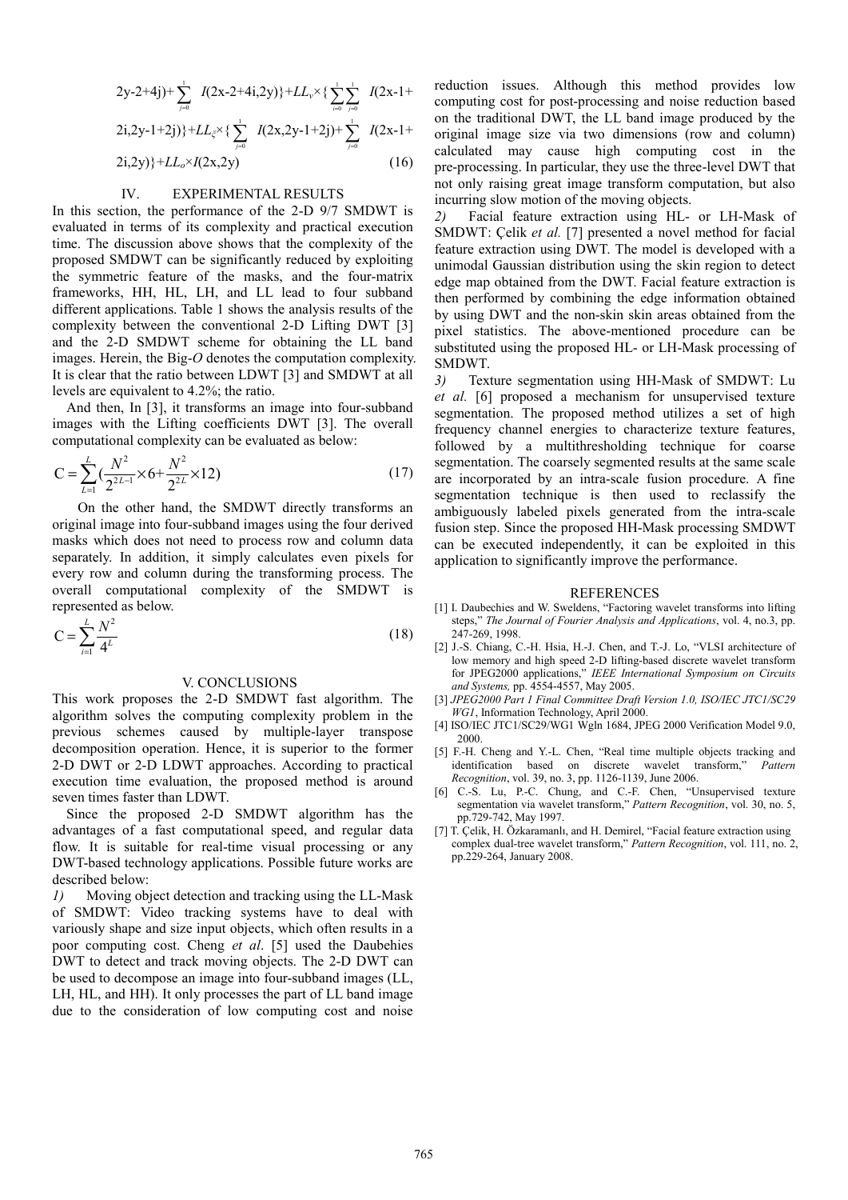$$2y\text{-}2\text{+}4j)+\sum_{j=0}^{1} I(2x\text{-}2\text{+}4i,2y)\}+LL_v\times\{\sum_{i=0}^{1}\sum_{j=0}^{1} I(2x\text{-}1\text{+}2i,2y\text{-}1\text{+}2j)\}+LL_{\varsigma}\times\{\sum_{j=0}^{1} I(2x,2y\text{-}1\text{+}2j)+\sum_{i=0}^{1} I(2x\text{-}1\text{+}2i,2y)\}+LL_o\times I(2x,2y) \tag{16}$$

## IV. EXPERIMENTAL RESULTS

In this section, the performance of the 2-D 9/7 SMDWT is evaluated in terms of its complexity and practical execution time. The discussion above shows that the complexity of the proposed SMDWT can be significantly reduced by exploiting the symmetric feature of the masks, and the four-matrix frameworks, HH, HL, LH, and LL lead to four subband different applications. Table 1 shows the analysis results of the complexity between the conventional 2-D Lifting DWT [3] and the 2-D SMDWT scheme for obtaining the LL band images. Herein, the Big-*O* denotes the computation complexity. It is clear that the ratio between LDWT [3] and SMDWT at all levels are equivalent to 4.2%; the ratio.

And then, In [3], it transforms an image into four-subband images with the Lifting coefficients DWT [3]. The overall computational complexity can be evaluated as below:

$$\mathrm{C}=\sum_{L=1}^{L}\left(\frac{N^2}{2^{2L-1}}\times 6+\frac{N^2}{2^{2L}}\times 12\right) \tag{17}$$

On the other hand, the SMDWT directly transforms an original image into four-subband images using the four derived masks which does not need to process row and column data separately. In addition, it simply calculates even pixels for every row and column during the transforming process. The overall computational complexity of the SMDWT is represented as below.

$$\mathrm{C}=\sum_{i=1}^{L}\frac{N^2}{4^L} \tag{18}$$

## V. CONCLUSIONS

This work proposes the 2-D SMDWT fast algorithm. The algorithm solves the computing complexity problem in the previous schemes caused by multiple-layer transpose decomposition operation. Hence, it is superior to the former 2-D DWT or 2-D LDWT approaches. According to practical execution time evaluation, the proposed method is around seven times faster than LDWT.

Since the proposed 2-D SMDWT algorithm has the advantages of a fast computational speed, and regular data flow. It is suitable for real-time visual processing or any DWT-based technology applications. Possible future works are described below:

*1)* Moving object detection and tracking using the LL-Mask of SMDWT: Video tracking systems have to deal with variously shape and size input objects, which often results in a poor computing cost. Cheng *et al*. [5] used the Daubehies DWT to detect and track moving objects. The 2-D DWT can be used to decompose an image into four-subband images (LL, LH, HL, and HH). It only processes the part of LL band image due to the consideration of low computing cost and noise reduction issues. Although this method provides low computing cost for post-processing and noise reduction based on the traditional DWT, the LL band image produced by the original image size via two dimensions (row and column) calculated may cause high computing cost in the pre-processing. In particular, they use the three-level DWT that not only raising great image transform computation, but also incurring slow motion of the moving objects.

*2)* Facial feature extraction using HL- or LH-Mask of SMDWT: Çelik *et al.* [7] presented a novel method for facial feature extraction using DWT. The model is developed with a unimodal Gaussian distribution using the skin region to detect edge map obtained from the DWT. Facial feature extraction is then performed by combining the edge information obtained by using DWT and the non-skin skin areas obtained from the pixel statistics. The above-mentioned procedure can be substituted using the proposed HL- or LH-Mask processing of SMDWT.

*3)* Texture segmentation using HH-Mask of SMDWT: Lu *et al.* [6] proposed a mechanism for unsupervised texture segmentation. The proposed method utilizes a set of high frequency channel energies to characterize texture features, followed by a multithresholding technique for coarse segmentation. The coarsely segmented results at the same scale are incorporated by an intra-scale fusion procedure. A fine segmentation technique is then used to reclassify the ambiguously labeled pixels generated from the intra-scale fusion step. Since the proposed HH-Mask processing SMDWT can be executed independently, it can be exploited in this application to significantly improve the performance.

## REFERENCES

[1] I. Daubechies and W. Sweldens, "Factoring wavelet transforms into lifting steps," *The Journal of Fourier Analysis and Applications*, vol. 4, no.3, pp. 247-269, 1998.

[2] J.-S. Chiang, C.-H. Hsia, H.-J. Chen, and T.-J. Lo, "VLSI architecture of low memory and high speed 2-D lifting-based discrete wavelet transform for JPEG2000 applications," *IEEE International Symposium on Circuits and Systems,* pp. 4554-4557, May 2005.

[3] *JPEG2000 Part 1 Final Committee Draft Version 1.0, ISO/IEC JTC1/SC29 WG1*, Information Technology, April 2000.

[4] ISO/IEC JTC1/SC29/WG1 Wgln 1684, JPEG 2000 Verification Model 9.0, 2000.

[5] F.-H. Cheng and Y.-L. Chen, "Real time multiple objects tracking and identification based on discrete wavelet transform," *Pattern Recognition*, vol. 39, no. 3, pp. 1126-1139, June 2006.

[6] C.-S. Lu, P.-C. Chung, and C.-F. Chen, "Unsupervised texture segmentation via wavelet transform," *Pattern Recognition*, vol. 30, no. 5, pp.729-742, May 1997.

[7] T. Çelik, H. Özkaramanlı, and H. Demirel, "Facial feature extraction using complex dual-tree wavelet transform," *Pattern Recognition*, vol. 111, no. 2, pp.229-264, January 2008.